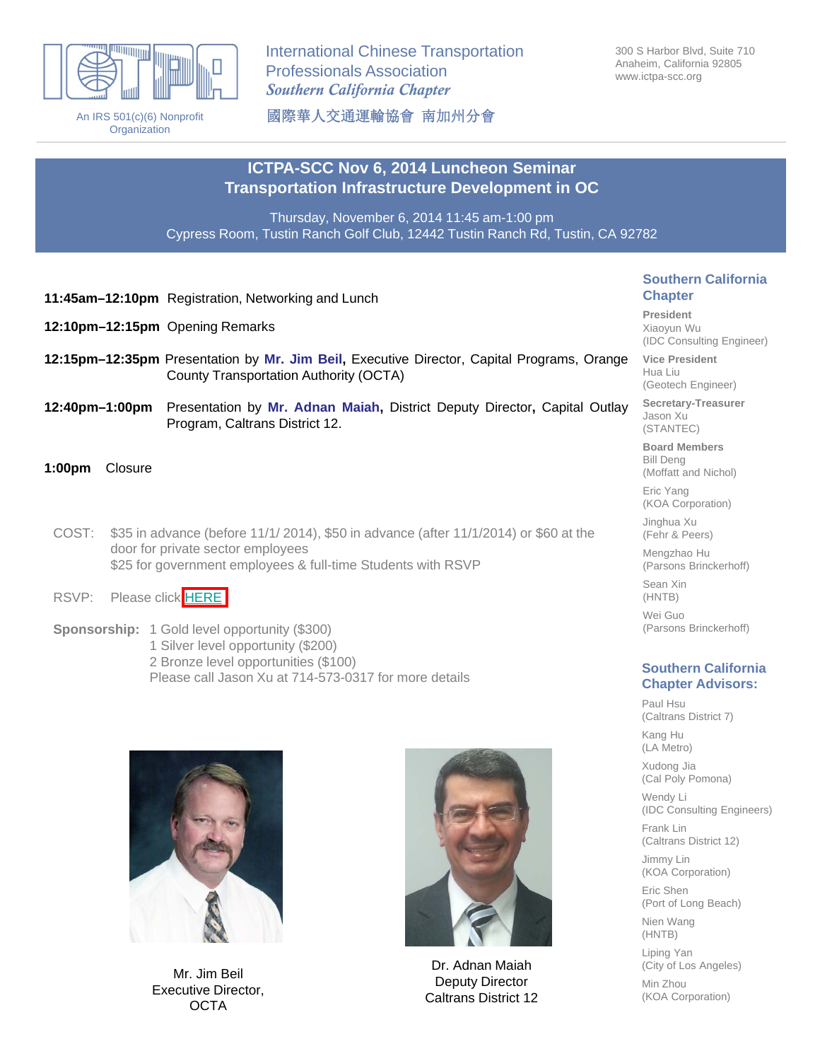International Chinese Transportation Professionals Association
*Southern California Chapter*
國際華人交通運輸協會 南加州分會

An IRS 501(c)(6) Nonprofit Organization

300 S Harbor Blvd, Suite 710
Anaheim, California 92805
www.ictpa-scc.org

# ICTPA-SCC Nov 6, 2014 Luncheon Seminar
# Transportation Infrastructure Development in OC

Thursday, November 6, 2014 11:45 am-1:00 pm
Cypress Room, Tustin Ranch Golf Club, 12442 Tustin Ranch Rd, Tustin, CA 92782

**11:45am–12:10pm** Registration, Networking and Lunch

**12:10pm–12:15pm** Opening Remarks

**12:15pm–12:35pm** Presentation by **Mr. Jim Beil,** Executive Director, Capital Programs, Orange County Transportation Authority (OCTA)

**12:40pm–1:00pm** Presentation by **Mr. Adnan Maiah,** District Deputy Director**,** Capital Outlay Program, Caltrans District 12.

**1:00pm** Closure

COST: $35 in advance (before 11/1/ 2014), $50 in advance (after 11/1/2014) or $60 at the door for private sector employees
$25 for government employees & full-time Students with RSVP

RSVP: Please click HERE

**Sponsorship:** 1 Gold level opportunity ($300)
1 Silver level opportunity ($200)
2 Bronze level opportunities ($100)
Please call Jason Xu at 714-573-0317 for more details

Mr. Jim Beil
Executive Director,
OCTA

Dr. Adnan Maiah
Deputy Director
Caltrans District 12

## Southern California Chapter

**President**
Xiaoyun Wu
(IDC Consulting Engineer)

**Vice President**
Hua Liu
(Geotech Engineer)

**Secretary-Treasurer**
Jason Xu
(STANTEC)

**Board Members**
Bill Deng
(Moffatt and Nichol)

Eric Yang
(KOA Corporation)

Jinghua Xu
(Fehr & Peers)

Mengzhao Hu
(Parsons Brinckerhoff)

Sean Xin
(HNTB)

Wei Guo
(Parsons Brinckerhoff)

## Southern California Chapter Advisors:

Paul Hsu
(Caltrans District 7)

Kang Hu
(LA Metro)

Xudong Jia
(Cal Poly Pomona)

Wendy Li
(IDC Consulting Engineers)

Frank Lin
(Caltrans District 12)

Jimmy Lin
(KOA Corporation)

Eric Shen
(Port of Long Beach)

Nien Wang
(HNTB)

Liping Yan
(City of Los Angeles)

Min Zhou
(KOA Corporation)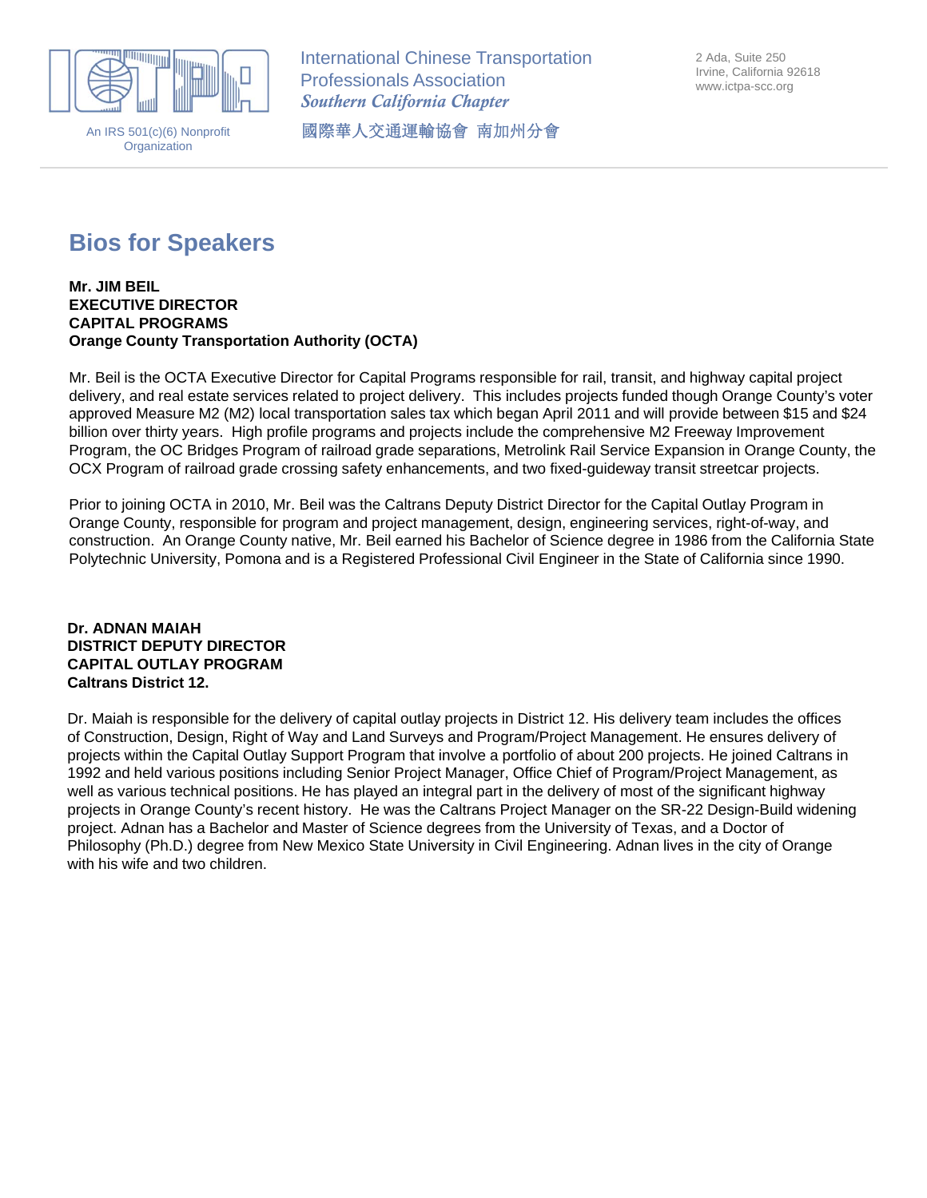International Chinese Transportation Professionals Association
*Southern California Chapter*
國際華人交通運輸協會 南加州分會

An IRS 501(c)(6) Nonprofit Organization

2 Ada, Suite 250
Irvine, California 92618
www.ictpa-scc.org

# Bios for Speakers

**Mr. JIM BEIL**
**EXECUTIVE DIRECTOR**
**CAPITAL PROGRAMS**
**Orange County Transportation Authority (OCTA)**

Mr. Beil is the OCTA Executive Director for Capital Programs responsible for rail, transit, and highway capital project delivery, and real estate services related to project delivery. This includes projects funded though Orange County's voter approved Measure M2 (M2) local transportation sales tax which began April 2011 and will provide between $15 and $24 billion over thirty years. High profile programs and projects include the comprehensive M2 Freeway Improvement Program, the OC Bridges Program of railroad grade separations, Metrolink Rail Service Expansion in Orange County, the OCX Program of railroad grade crossing safety enhancements, and two fixed-guideway transit streetcar projects.

Prior to joining OCTA in 2010, Mr. Beil was the Caltrans Deputy District Director for the Capital Outlay Program in Orange County, responsible for program and project management, design, engineering services, right-of-way, and construction. An Orange County native, Mr. Beil earned his Bachelor of Science degree in 1986 from the California State Polytechnic University, Pomona and is a Registered Professional Civil Engineer in the State of California since 1990.

**Dr. ADNAN MAIAH**
**DISTRICT DEPUTY DIRECTOR**
**CAPITAL OUTLAY PROGRAM**
**Caltrans District 12.**

Dr. Maiah is responsible for the delivery of capital outlay projects in District 12. His delivery team includes the offices of Construction, Design, Right of Way and Land Surveys and Program/Project Management. He ensures delivery of projects within the Capital Outlay Support Program that involve a portfolio of about 200 projects. He joined Caltrans in 1992 and held various positions including Senior Project Manager, Office Chief of Program/Project Management, as well as various technical positions. He has played an integral part in the delivery of most of the significant highway projects in Orange County's recent history. He was the Caltrans Project Manager on the SR-22 Design-Build widening project. Adnan has a Bachelor and Master of Science degrees from the University of Texas, and a Doctor of Philosophy (Ph.D.) degree from New Mexico State University in Civil Engineering. Adnan lives in the city of Orange with his wife and two children.